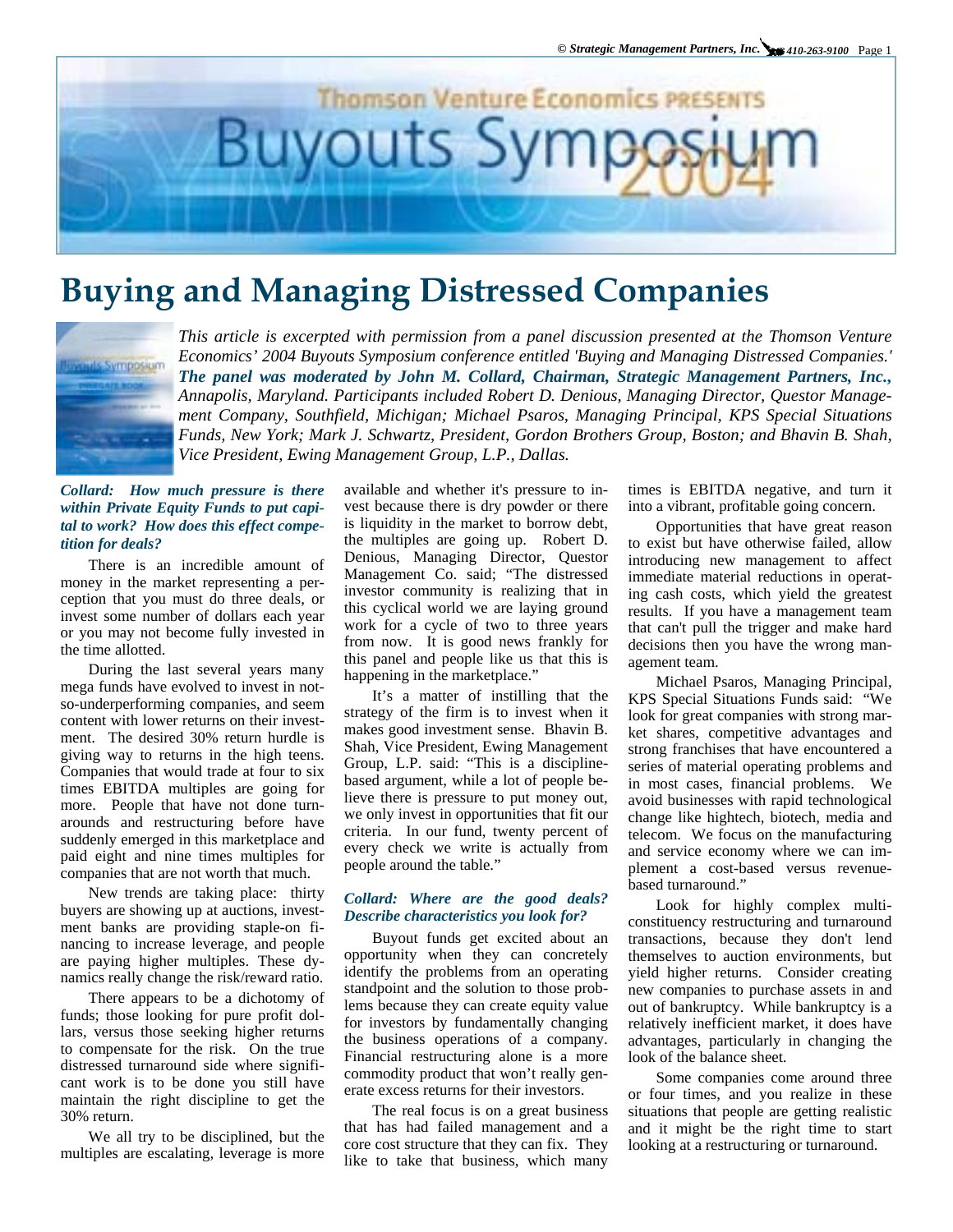# Buying and Managing Distressed Companies

*This article is excerpted with permission from a panel discussion presented at the Thomson Venture Economics' 2004 Buyouts Symposium conference entitled 'Buying and Managing Distressed Companies.' **The panel was moderated by John M. Collard, Chairman, Strategic Management Partners, Inc.,** Annapolis, Maryland. Participants included Robert D. Denious, Managing Director, Questor Management Company, Southfield, Michigan; Michael Psaros, Managing Principal, KPS Special Situations Funds, New York; Mark J. Schwartz, President, Gordon Brothers Group, Boston; and Bhavin B. Shah, Vice President, Ewing Management Group, L.P., Dallas.*

***Collard: How much pressure is there within Private Equity Funds to put capital to work? How does this effect competition for deals?***

There is an incredible amount of money in the market representing a perception that you must do three deals, or invest some number of dollars each year or you may not become fully invested in the time allotted.

During the last several years many mega funds have evolved to invest in not-so-underperforming companies, and seem content with lower returns on their investment. The desired 30% return hurdle is giving way to returns in the high teens. Companies that would trade at four to six times EBITDA multiples are going for more. People that have not done turnarounds and restructuring before have suddenly emerged in this marketplace and paid eight and nine times multiples for companies that are not worth that much.

New trends are taking place: thirty buyers are showing up at auctions, investment banks are providing staple-on financing to increase leverage, and people are paying higher multiples. These dynamics really change the risk/reward ratio.

There appears to be a dichotomy of funds; those looking for pure profit dollars, versus those seeking higher returns to compensate for the risk. On the true distressed turnaround side where significant work is to be done you still have maintain the right discipline to get the 30% return.

We all try to be disciplined, but the multiples are escalating, leverage is more available and whether it's pressure to invest because there is dry powder or there is liquidity in the market to borrow debt, the multiples are going up. Robert D. Denious, Managing Director, Questor Management Co. said; "The distressed investor community is realizing that in this cyclical world we are laying ground work for a cycle of two to three years from now. It is good news frankly for this panel and people like us that this is happening in the marketplace."

It's a matter of instilling that the strategy of the firm is to invest when it makes good investment sense. Bhavin B. Shah, Vice President, Ewing Management Group, L.P. said: "This is a discipline-based argument, while a lot of people believe there is pressure to put money out, we only invest in opportunities that fit our criteria. In our fund, twenty percent of every check we write is actually from people around the table."

***Collard: Where are the good deals? Describe characteristics you look for?***

Buyout funds get excited about an opportunity when they can concretely identify the problems from an operating standpoint and the solution to those problems because they can create equity value for investors by fundamentally changing the business operations of a company. Financial restructuring alone is a more commodity product that won't really generate excess returns for their investors.

The real focus is on a great business that has had failed management and a core cost structure that they can fix. They like to take that business, which many times is EBITDA negative, and turn it into a vibrant, profitable going concern.

Opportunities that have great reason to exist but have otherwise failed, allow introducing new management to affect immediate material reductions in operating cash costs, which yield the greatest results. If you have a management team that can't pull the trigger and make hard decisions then you have the wrong management team.

Michael Psaros, Managing Principal, KPS Special Situations Funds said: "We look for great companies with strong market shares, competitive advantages and strong franchises that have encountered a series of material operating problems and in most cases, financial problems. We avoid businesses with rapid technological change like hightech, biotech, media and telecom. We focus on the manufacturing and service economy where we can implement a cost-based versus revenue-based turnaround."

Look for highly complex multi-constituency restructuring and turnaround transactions, because they don't lend themselves to auction environments, but yield higher returns. Consider creating new companies to purchase assets in and out of bankruptcy. While bankruptcy is a relatively inefficient market, it does have advantages, particularly in changing the look of the balance sheet.

Some companies come around three or four times, and you realize in these situations that people are getting realistic and it might be the right time to start looking at a restructuring or turnaround.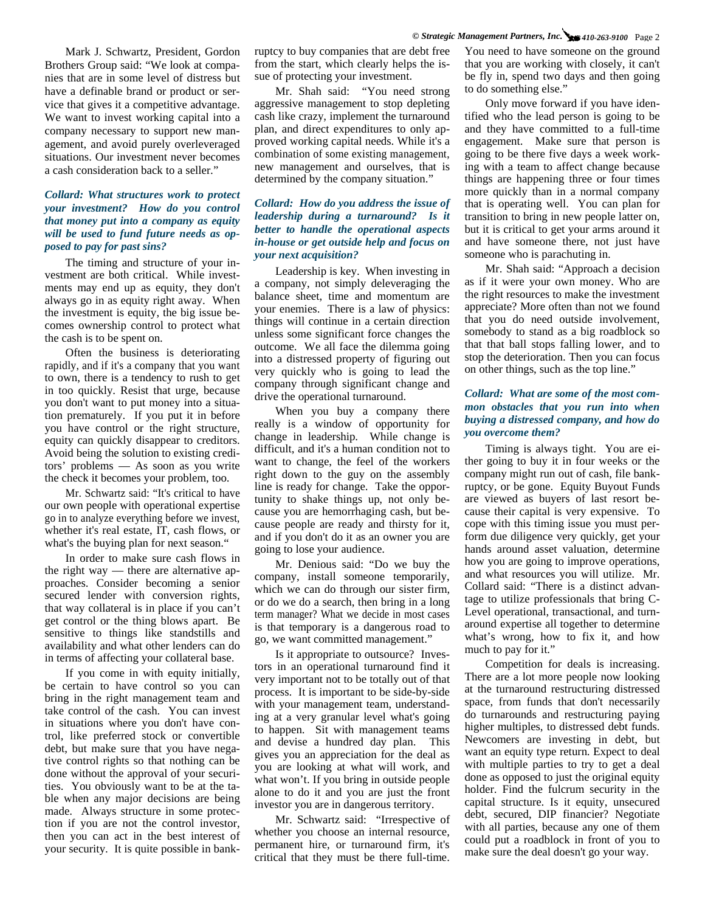Mark J. Schwartz, President, Gordon Brothers Group said: "We look at companies that are in some level of distress but have a definable brand or product or service that gives it a competitive advantage. We want to invest working capital into a company necessary to support new management, and avoid purely overleveraged situations. Our investment never becomes a cash consideration back to a seller."

***Collard: What structures work to protect your investment? How do you control that money put into a company as equity will be used to fund future needs as opposed to pay for past sins?***

The timing and structure of your investment are both critical. While investments may end up as equity, they don't always go in as equity right away. When the investment is equity, the big issue becomes ownership control to protect what the cash is to be spent on.

Often the business is deteriorating rapidly, and if it's a company that you want to own, there is a tendency to rush to get in too quickly. Resist that urge, because you don't want to put money into a situation prematurely. If you put it in before you have control or the right structure, equity can quickly disappear to creditors. Avoid being the solution to existing creditors' problems — As soon as you write the check it becomes your problem, too.

Mr. Schwartz said: "It's critical to have our own people with operational expertise go in to analyze everything before we invest, whether it's real estate, IT, cash flows, or what's the buying plan for next season."

In order to make sure cash flows in the right way — there are alternative approaches. Consider becoming a senior secured lender with conversion rights, that way collateral is in place if you can't get control or the thing blows apart. Be sensitive to things like standstills and availability and what other lenders can do in terms of affecting your collateral base.

If you come in with equity initially, be certain to have control so you can bring in the right management team and take control of the cash. You can invest in situations where you don't have control, like preferred stock or convertible debt, but make sure that you have negative control rights so that nothing can be done without the approval of your securities. You obviously want to be at the table when any major decisions are being made. Always structure in some protection if you are not the control investor, then you can act in the best interest of your security. It is quite possible in bankruptcy to buy companies that are debt free from the start, which clearly helps the issue of protecting your investment.

Mr. Shah said: "You need strong aggressive management to stop depleting cash like crazy, implement the turnaround plan, and direct expenditures to only approved working capital needs. While it's a combination of some existing management, new management and ourselves, that is determined by the company situation."

***Collard: How do you address the issue of leadership during a turnaround? Is it better to handle the operational aspects in-house or get outside help and focus on your next acquisition?***

Leadership is key. When investing in a company, not simply deleveraging the balance sheet, time and momentum are your enemies. There is a law of physics: things will continue in a certain direction unless some significant force changes the outcome. We all face the dilemma going into a distressed property of figuring out very quickly who is going to lead the company through significant change and drive the operational turnaround.

When you buy a company there really is a window of opportunity for change in leadership. While change is difficult, and it's a human condition not to want to change, the feel of the workers right down to the guy on the assembly line is ready for change. Take the opportunity to shake things up, not only because you are hemorrhaging cash, but because people are ready and thirsty for it, and if you don't do it as an owner you are going to lose your audience.

Mr. Denious said: "Do we buy the company, install someone temporarily, which we can do through our sister firm, or do we do a search, then bring in a long term manager? What we decide in most cases is that temporary is a dangerous road to go, we want committed management."

Is it appropriate to outsource? Investors in an operational turnaround find it very important not to be totally out of that process. It is important to be side-by-side with your management team, understanding at a very granular level what's going to happen. Sit with management teams and devise a hundred day plan. This gives you an appreciation for the deal as you are looking at what will work, and what won't. If you bring in outside people alone to do it and you are just the front investor you are in dangerous territory.

Mr. Schwartz said: "Irrespective of whether you choose an internal resource, permanent hire, or turnaround firm, it's critical that they must be there full-time. You need to have someone on the ground that you are working with closely, it can't be fly in, spend two days and then going to do something else."

Only move forward if you have identified who the lead person is going to be and they have committed to a full-time engagement. Make sure that person is going to be there five days a week working with a team to affect change because things are happening three or four times more quickly than in a normal company that is operating well. You can plan for transition to bring in new people latter on, but it is critical to get your arms around it and have someone there, not just have someone who is parachuting in.

Mr. Shah said: "Approach a decision as if it were your own money. Who are the right resources to make the investment appreciate? More often than not we found that you do need outside involvement, somebody to stand as a big roadblock so that that ball stops falling lower, and to stop the deterioration. Then you can focus on other things, such as the top line."

***Collard: What are some of the most common obstacles that you run into when buying a distressed company, and how do you overcome them?***

Timing is always tight. You are either going to buy it in four weeks or the company might run out of cash, file bankruptcy, or be gone. Equity Buyout Funds are viewed as buyers of last resort because their capital is very expensive. To cope with this timing issue you must perform due diligence very quickly, get your hands around asset valuation, determine how you are going to improve operations, and what resources you will utilize. Mr. Collard said: "There is a distinct advantage to utilize professionals that bring C-Level operational, transactional, and turnaround expertise all together to determine what's wrong, how to fix it, and how much to pay for it."

Competition for deals is increasing. There are a lot more people now looking at the turnaround restructuring distressed space, from funds that don't necessarily do turnarounds and restructuring paying higher multiples, to distressed debt funds. Newcomers are investing in debt, but want an equity type return. Expect to deal with multiple parties to try to get a deal done as opposed to just the original equity holder. Find the fulcrum security in the capital structure. Is it equity, unsecured debt, secured, DIP financier? Negotiate with all parties, because any one of them could put a roadblock in front of you to make sure the deal doesn't go your way.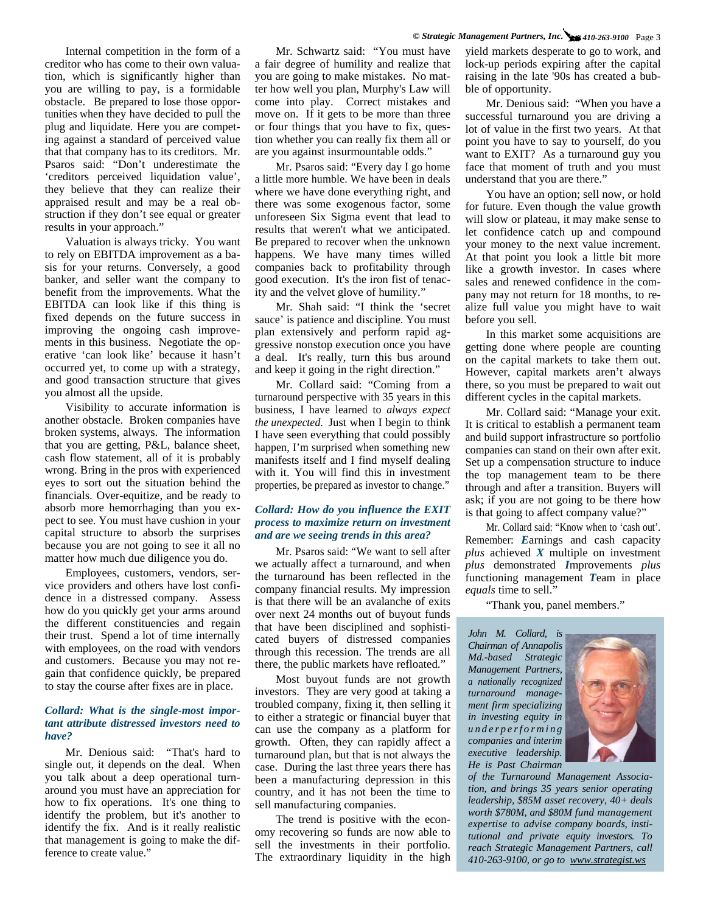Internal competition in the form of a creditor who has come to their own valuation, which is significantly higher than you are willing to pay, is a formidable obstacle. Be prepared to lose those opportunities when they have decided to pull the plug and liquidate. Here you are competing against a standard of perceived value that that company has to its creditors. Mr. Psaros said: "Don't underestimate the 'creditors perceived liquidation value', they believe that they can realize their appraised result and may be a real obstruction if they don't see equal or greater results in your approach."

Valuation is always tricky. You want to rely on EBITDA improvement as a basis for your returns. Conversely, a good banker, and seller want the company to benefit from the improvements. What the EBITDA can look like if this thing is fixed depends on the future success in improving the ongoing cash improvements in this business. Negotiate the operative 'can look like' because it hasn't occurred yet, to come up with a strategy, and good transaction structure that gives you almost all the upside.

Visibility to accurate information is another obstacle. Broken companies have broken systems, always. The information that you are getting, P&L, balance sheet, cash flow statement, all of it is probably wrong. Bring in the pros with experienced eyes to sort out the situation behind the financials. Over-equitize, and be ready to absorb more hemorrhaging than you expect to see. You must have cushion in your capital structure to absorb the surprises because you are not going to see it all no matter how much due diligence you do.

Employees, customers, vendors, service providers and others have lost confidence in a distressed company. Assess how do you quickly get your arms around the different constituencies and regain their trust. Spend a lot of time internally with employees, on the road with vendors and customers. Because you may not regain that confidence quickly, be prepared to stay the course after fixes are in place.

### *Collard: What is the single-most important attribute distressed investors need to have?*

Mr. Denious said: "That's hard to single out, it depends on the deal. When you talk about a deep operational turnaround you must have an appreciation for how to fix operations. It's one thing to identify the problem, but it's another to identify the fix. And is it really realistic that management is going to make the difference to create value."

Mr. Schwartz said: "You must have a fair degree of humility and realize that you are going to make mistakes. No matter how well you plan, Murphy's Law will come into play. Correct mistakes and move on. If it gets to be more than three or four things that you have to fix, question whether you can really fix them all or are you against insurmountable odds."

Mr. Psaros said: "Every day I go home a little more humble. We have been in deals where we have done everything right, and there was some exogenous factor, some unforeseen Six Sigma event that lead to results that weren't what we anticipated. Be prepared to recover when the unknown happens. We have many times willed companies back to profitability through good execution. It's the iron fist of tenacity and the velvet glove of humility."

Mr. Shah said: "I think the 'secret sauce' is patience and discipline. You must plan extensively and perform rapid aggressive nonstop execution once you have a deal. It's really, turn this bus around and keep it going in the right direction."

Mr. Collard said: "Coming from a turnaround perspective with 35 years in this business, I have learned to *always expect the unexpected*. Just when I begin to think I have seen everything that could possibly happen, I'm surprised when something new manifests itself and I find myself dealing with it. You will find this in investment properties, be prepared as investor to change."

### *Collard: How do you influence the EXIT process to maximize return on investment and are we seeing trends in this area?*

Mr. Psaros said: "We want to sell after we actually affect a turnaround, and when the turnaround has been reflected in the company financial results. My impression is that there will be an avalanche of exits over next 24 months out of buyout funds that have been disciplined and sophisticated buyers of distressed companies through this recession. The trends are all there, the public markets have refloated."

Most buyout funds are not growth investors. They are very good at taking a troubled company, fixing it, then selling it to either a strategic or financial buyer that can use the company as a platform for growth. Often, they can rapidly affect a turnaround plan, but that is not always the case. During the last three years there has been a manufacturing depression in this country, and it has not been the time to sell manufacturing companies.

The trend is positive with the economy recovering so funds are now able to sell the investments in their portfolio. The extraordinary liquidity in the high yield markets desperate to go to work, and lock-up periods expiring after the capital raising in the late '90s has created a bubble of opportunity.

Mr. Denious said: "When you have a successful turnaround you are driving a lot of value in the first two years. At that point you have to say to yourself, do you want to EXIT? As a turnaround guy you face that moment of truth and you must understand that you are there."

You have an option; sell now, or hold for future. Even though the value growth will slow or plateau, it may make sense to let confidence catch up and compound your money to the next value increment. At that point you look a little bit more like a growth investor. In cases where sales and renewed confidence in the company may not return for 18 months, to realize full value you might have to wait before you sell.

In this market some acquisitions are getting done where people are counting on the capital markets to take them out. However, capital markets aren't always there, so you must be prepared to wait out different cycles in the capital markets.

Mr. Collard said: "Manage your exit. It is critical to establish a permanent team and build support infrastructure so portfolio companies can stand on their own after exit. Set up a compensation structure to induce the top management team to be there through and after a transition. Buyers will ask; if you are not going to be there how is that going to affect company value?"

Mr. Collard said: "Know when to 'cash out'. Remember: ***E***arnings and cash capacity *plus* achieved ***X*** multiple on investment *plus* demonstrated ***I***mprovements *plus* functioning management ***T***eam in place *equals* time to sell."

"Thank you, panel members."

*John M. Collard, is Chairman of Annapolis Md.-based Strategic Management Partners, a nationally recognized turnaround management firm specializing in investing equity in underperforming companies and interim executive leadership. He is Past Chairman of the Turnaround Management Association, and brings 35 years senior operating leadership, $85M asset recovery, 40+ deals worth $780M, and $80M fund management expertise to advise company boards, institutional and private equity investors. To reach Strategic Management Partners, call 410-263-9100, or go to www.strategist.ws*